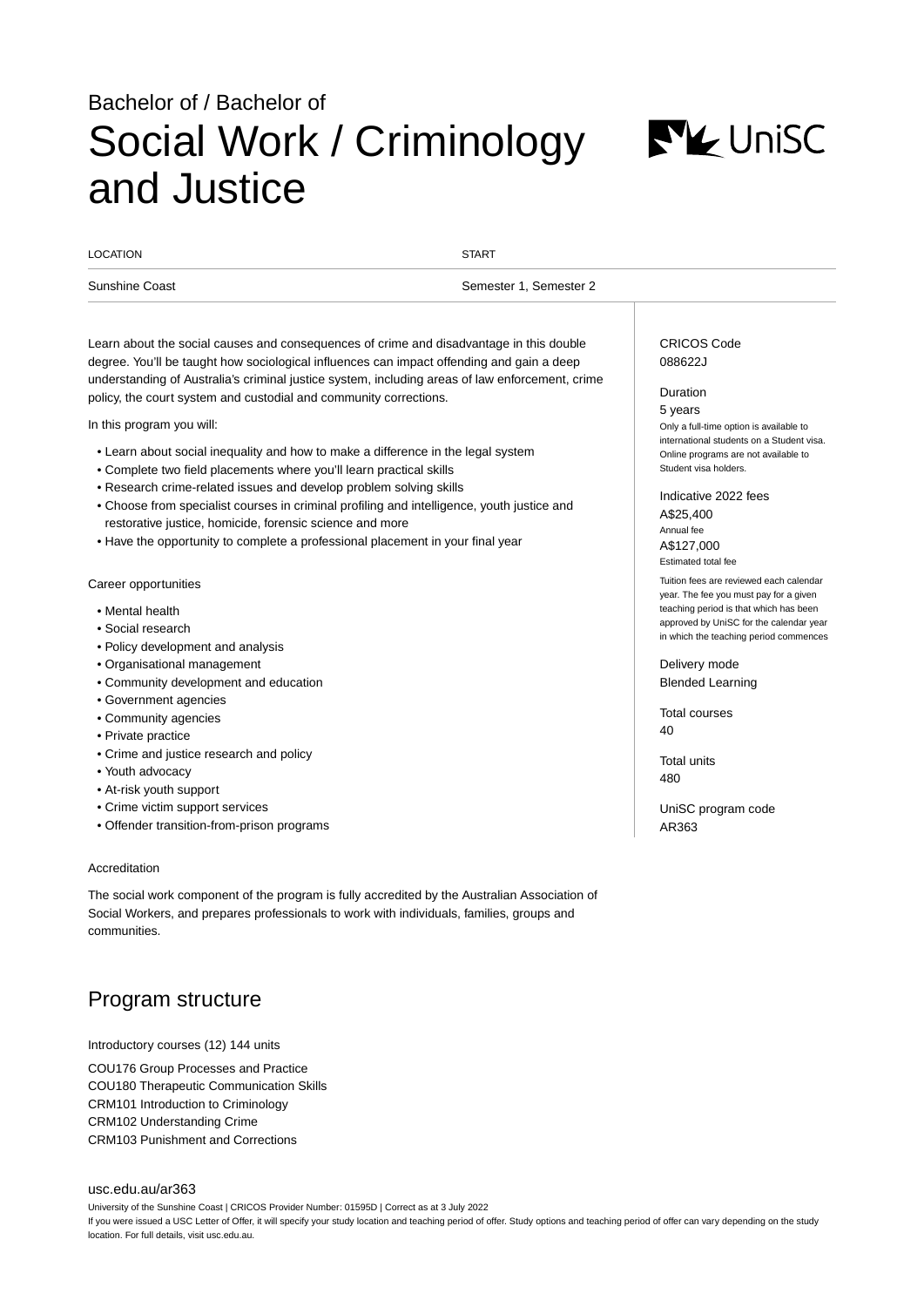Bachelor of / Bachelor of

# Social Work / Criminology and Justice

| LOCATION | START |
| --- | --- |
| Sunshine Coast | Semester 1, Semester 2 |

Learn about the social causes and consequences of crime and disadvantage in this double degree. You'll be taught how sociological influences can impact offending and gain a deep understanding of Australia's criminal justice system, including areas of law enforcement, crime policy, the court system and custodial and community corrections.

In this program you will:

- Learn about social inequality and how to make a difference in the legal system
- Complete two field placements where you'll learn practical skills
- Research crime-related issues and develop problem solving skills
- Choose from specialist courses in criminal profiling and intelligence, youth justice and restorative justice, homicide, forensic science and more
- Have the opportunity to complete a professional placement in your final year

Career opportunities

- Mental health
- Social research
- Policy development and analysis
- Organisational management
- Community development and education
- Government agencies
- Community agencies
- Private practice
- Crime and justice research and policy
- Youth advocacy
- At-risk youth support
- Crime victim support services
- Offender transition-from-prison programs

CRICOS Code
088622J

Duration
5 years
Only a full-time option is available to international students on a Student visa. Online programs are not available to Student visa holders.

Indicative 2022 fees
A$25,400
Annual fee
A$127,000
Estimated total fee

Tuition fees are reviewed each calendar year. The fee you must pay for a given teaching period is that which has been approved by UniSC for the calendar year in which the teaching period commences

Delivery mode
Blended Learning

Total courses
40

Total units
480

UniSC program code
AR363

Accreditation

The social work component of the program is fully accredited by the Australian Association of Social Workers, and prepares professionals to work with individuals, families, groups and communities.

## Program structure

Introductory courses (12) 144 units

COU176 Group Processes and Practice
COU180 Therapeutic Communication Skills
CRM101 Introduction to Criminology
CRM102 Understanding Crime
CRM103 Punishment and Corrections

usc.edu.au/ar363
University of the Sunshine Coast | CRICOS Provider Number: 01595D | Correct as at 3 July 2022
If you were issued a USC Letter of Offer, it will specify your study location and teaching period of offer. Study options and teaching period of offer can vary depending on the study location. For full details, visit usc.edu.au.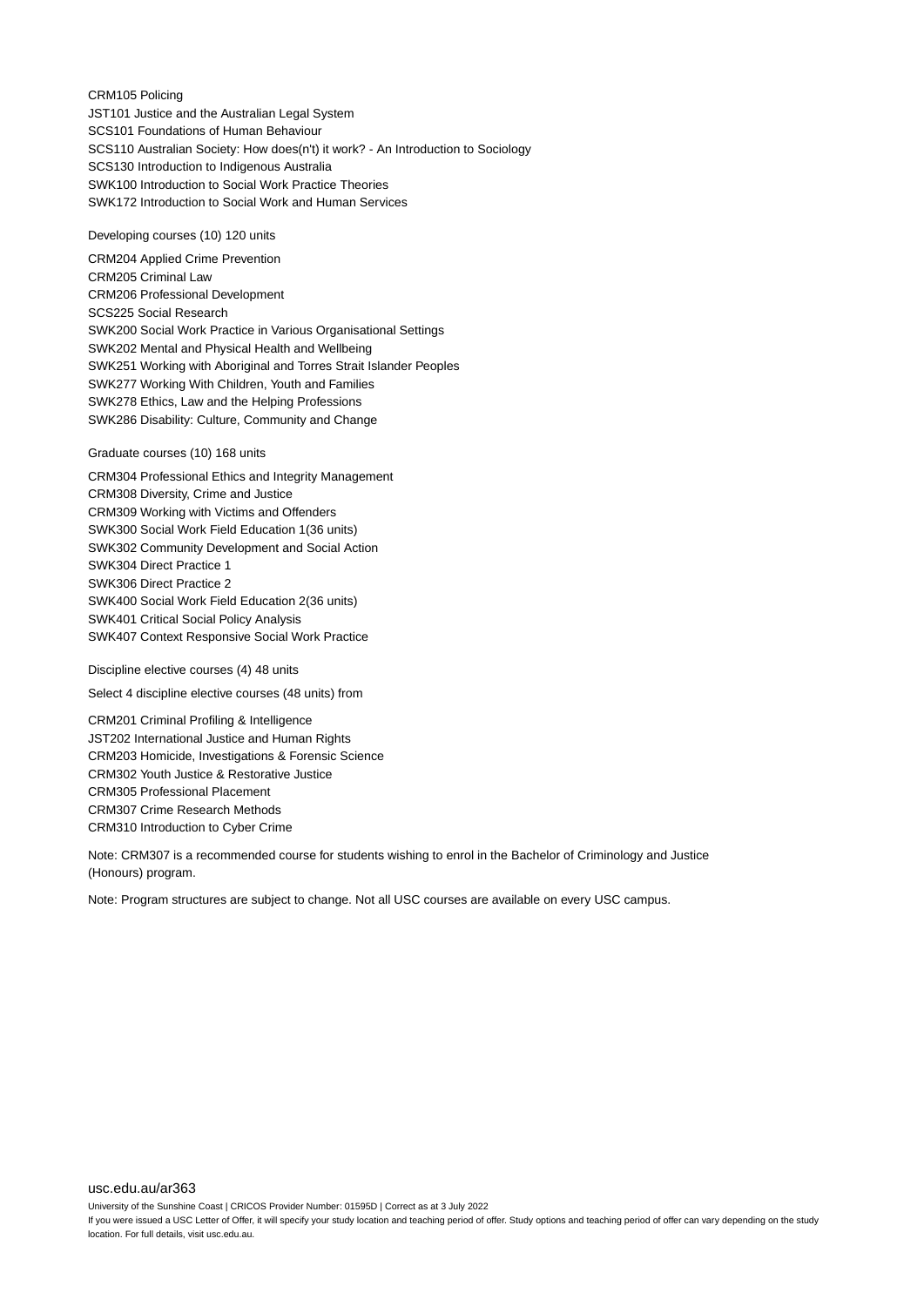CRM105 Policing
JST101 Justice and the Australian Legal System
SCS101 Foundations of Human Behaviour
SCS110 Australian Society: How does(n't) it work? - An Introduction to Sociology
SCS130 Introduction to Indigenous Australia
SWK100 Introduction to Social Work Practice Theories
SWK172 Introduction to Social Work and Human Services

Developing courses (10) 120 units

CRM204 Applied Crime Prevention
CRM205 Criminal Law
CRM206 Professional Development
SCS225 Social Research
SWK200 Social Work Practice in Various Organisational Settings
SWK202 Mental and Physical Health and Wellbeing
SWK251 Working with Aboriginal and Torres Strait Islander Peoples
SWK277 Working With Children, Youth and Families
SWK278 Ethics, Law and the Helping Professions
SWK286 Disability: Culture, Community and Change

Graduate courses (10) 168 units

CRM304 Professional Ethics and Integrity Management
CRM308 Diversity, Crime and Justice
CRM309 Working with Victims and Offenders
SWK300 Social Work Field Education 1(36 units)
SWK302 Community Development and Social Action
SWK304 Direct Practice 1
SWK306 Direct Practice 2
SWK400 Social Work Field Education 2(36 units)
SWK401 Critical Social Policy Analysis
SWK407 Context Responsive Social Work Practice

Discipline elective courses (4) 48 units

Select 4 discipline elective courses (48 units) from

CRM201 Criminal Profiling & Intelligence
JST202 International Justice and Human Rights
CRM203 Homicide, Investigations & Forensic Science
CRM302 Youth Justice & Restorative Justice
CRM305 Professional Placement
CRM307 Crime Research Methods
CRM310 Introduction to Cyber Crime

Note: CRM307 is a recommended course for students wishing to enrol in the Bachelor of Criminology and Justice (Honours) program.

Note: Program structures are subject to change. Not all USC courses are available on every USC campus.

usc.edu.au/ar363

University of the Sunshine Coast | CRICOS Provider Number: 01595D | Correct as at 3 July 2022

If you were issued a USC Letter of Offer, it will specify your study location and teaching period of offer. Study options and teaching period of offer can vary depending on the study location. For full details, visit usc.edu.au.